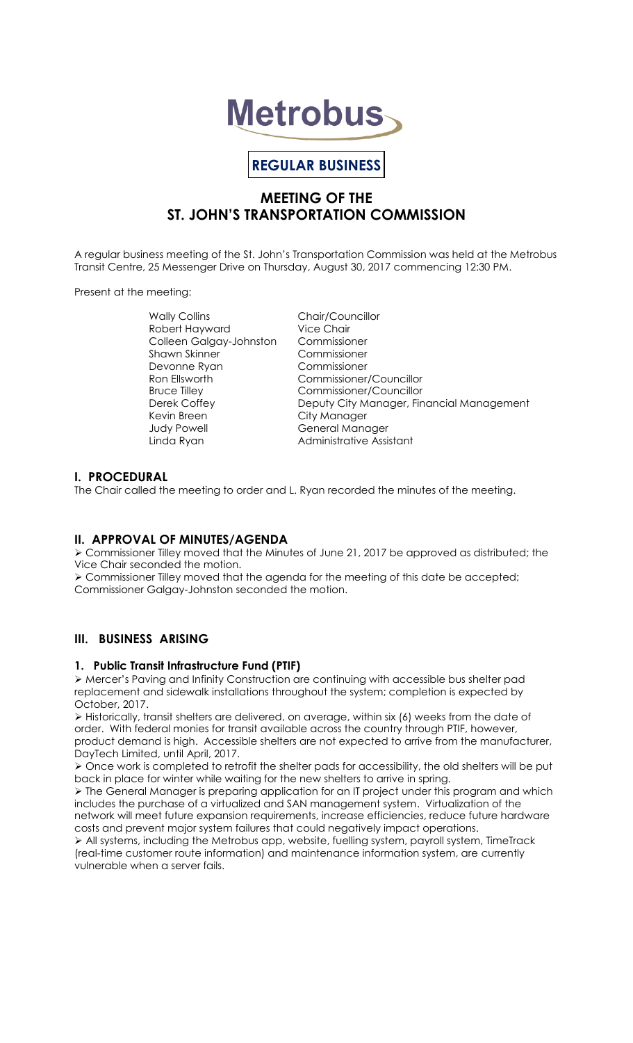# Metrobus

**REGULAR BUSINESS**

## MEETING OF THE ST. JOHN'S TRANSPORTATION COMMISSION

A regular business meeting of the St. John's Transportation Commission was held at the Metrobus Transit Centre, 25 Messenger Drive on Thursday, August 30, 2017 commencing 12:30 PM.

Present at the meeting:

| | |
|---|---|
| Wally Collins | Chair/Councillor |
| Robert Hayward | Vice Chair |
| Colleen Galgay-Johnston | Commissioner |
| Shawn Skinner | Commissioner |
| Devonne Ryan | Commissioner |
| Ron Ellsworth | Commissioner/Councillor |
| Bruce Tilley | Commissioner/Councillor |
| Derek Coffey | Deputy City Manager, Financial Management |
| Kevin Breen | City Manager |
| Judy Powell | General Manager |
| Linda Ryan | Administrative Assistant |

## I. PROCEDURAL

The Chair called the meeting to order and L. Ryan recorded the minutes of the meeting.

## II. APPROVAL OF MINUTES/AGENDA

- Commissioner Tilley moved that the Minutes of June 21, 2017 be approved as distributed; the Vice Chair seconded the motion.
- Commissioner Tilley moved that the agenda for the meeting of this date be accepted; Commissioner Galgay-Johnston seconded the motion.

## III. BUSINESS ARISING

### 1. Public Transit Infrastructure Fund (PTIF)

- Mercer's Paving and Infinity Construction are continuing with accessible bus shelter pad replacement and sidewalk installations throughout the system; completion is expected by October, 2017.
- Historically, transit shelters are delivered, on average, within six (6) weeks from the date of order. With federal monies for transit available across the country through PTIF, however, product demand is high. Accessible shelters are not expected to arrive from the manufacturer, DayTech Limited, until April, 2017.
- Once work is completed to retrofit the shelter pads for accessibility, the old shelters will be put back in place for winter while waiting for the new shelters to arrive in spring.
- The General Manager is preparing application for an IT project under this program and which includes the purchase of a virtualized and SAN management system. Virtualization of the network will meet future expansion requirements, increase efficiencies, reduce future hardware costs and prevent major system failures that could negatively impact operations.
- All systems, including the Metrobus app, website, fuelling system, payroll system, TimeTrack (real-time customer route information) and maintenance information system, are currently vulnerable when a server fails.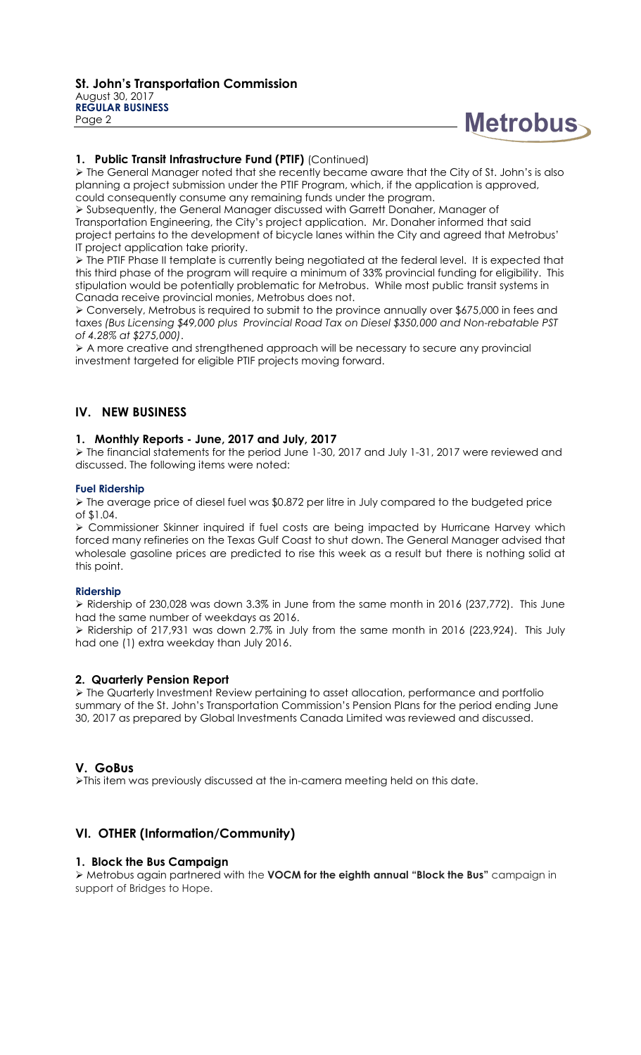### 1. Public Transit Infrastructure Fund (PTIF) (Continued)

➢ The General Manager noted that she recently became aware that the City of St. John's is also planning a project submission under the PTIF Program, which, if the application is approved, could consequently consume any remaining funds under the program.

➢ Subsequently, the General Manager discussed with Garrett Donaher, Manager of Transportation Engineering, the City's project application. Mr. Donaher informed that said project pertains to the development of bicycle lanes within the City and agreed that Metrobus' IT project application take priority.

➢ The PTIF Phase II template is currently being negotiated at the federal level. It is expected that this third phase of the program will require a minimum of 33% provincial funding for eligibility. This stipulation would be potentially problematic for Metrobus. While most public transit systems in Canada receive provincial monies, Metrobus does not.

➢ Conversely, Metrobus is required to submit to the province annually over $675,000 in fees and taxes *(Bus Licensing $49,000 plus Provincial Road Tax on Diesel $350,000 and Non-rebatable PST of 4.28% at $275,000)*.

➢ A more creative and strengthened approach will be necessary to secure any provincial investment targeted for eligible PTIF projects moving forward.

## IV. NEW BUSINESS

### 1. Monthly Reports - June, 2017 and July, 2017

➢ The financial statements for the period June 1-30, 2017 and July 1-31, 2017 were reviewed and discussed. The following items were noted:

#### Fuel Ridership

➢ The average price of diesel fuel was $0.872 per litre in July compared to the budgeted price of $1.04.

➢ Commissioner Skinner inquired if fuel costs are being impacted by Hurricane Harvey which forced many refineries on the Texas Gulf Coast to shut down. The General Manager advised that wholesale gasoline prices are predicted to rise this week as a result but there is nothing solid at this point.

#### Ridership

➢ Ridership of 230,028 was down 3.3% in June from the same month in 2016 (237,772). This June had the same number of weekdays as 2016.

➢ Ridership of 217,931 was down 2.7% in July from the same month in 2016 (223,924). This July had one (1) extra weekday than July 2016.

### 2. Quarterly Pension Report

➢ The Quarterly Investment Review pertaining to asset allocation, performance and portfolio summary of the St. John's Transportation Commission's Pension Plans for the period ending June 30, 2017 as prepared by Global Investments Canada Limited was reviewed and discussed.

## V. GoBus

➢This item was previously discussed at the in-camera meeting held on this date.

## VI. OTHER (Information/Community)

### 1. Block the Bus Campaign

➢ Metrobus again partnered with the **VOCM for the eighth annual "Block the Bus"** campaign in support of Bridges to Hope.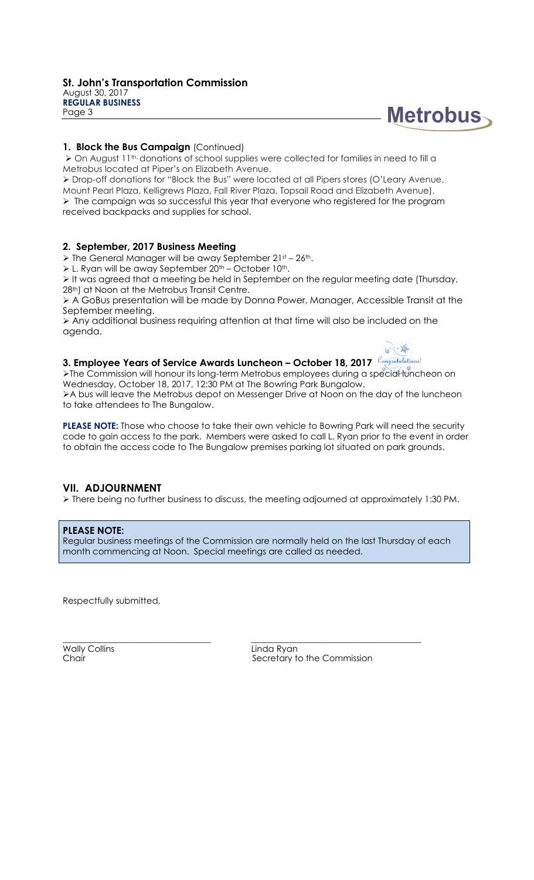### 1. Block the Bus Campaign (Continued)

- On August 11th, donations of school supplies were collected for families in need to fill a Metrobus located at Piper's on Elizabeth Avenue.
- Drop-off donations for "Block the Bus" were located at all Pipers stores (O'Leary Avenue, Mount Pearl Plaza, Kelligrews Plaza, Fall River Plaza, Topsail Road and Elizabeth Avenue).
- The campaign was so successful this year that everyone who registered for the program received backpacks and supplies for school.

### 2. September, 2017 Business Meeting

- The General Manager will be away September 21st – 26th.
- L. Ryan will be away September 20th – October 10th.
- It was agreed that a meeting be held in September on the regular meeting date (Thursday, 28th) at Noon at the Metrobus Transit Centre.
- A GoBus presentation will be made by Donna Power, Manager, Accessible Transit at the September meeting.
- Any additional business requiring attention at that time will also be included on the agenda.

### 3. Employee Years of Service Awards Luncheon – October 18, 2017

- The Commission will honour its long-term Metrobus employees during a special luncheon on Wednesday, October 18, 2017, 12:30 PM at The Bowring Park Bungalow.
- A bus will leave the Metrobus depot on Messenger Drive at Noon on the day of the luncheon to take attendees to The Bungalow.

**PLEASE NOTE:** Those who choose to take their own vehicle to Bowring Park will need the security code to gain access to the park. Members were asked to call L. Ryan prior to the event in order to obtain the access code to The Bungalow premises parking lot situated on park grounds.

## VII. ADJOURNMENT

- There being no further business to discuss, the meeting adjourned at approximately 1:30 PM.

**PLEASE NOTE:**
Regular business meetings of the Commission are normally held on the last Thursday of each month commencing at Noon. Special meetings are called as needed.

Respectfully submitted,

| | |
|---|---|
| Wally Collins | Linda Ryan |
| Chair | Secretary to the Commission |